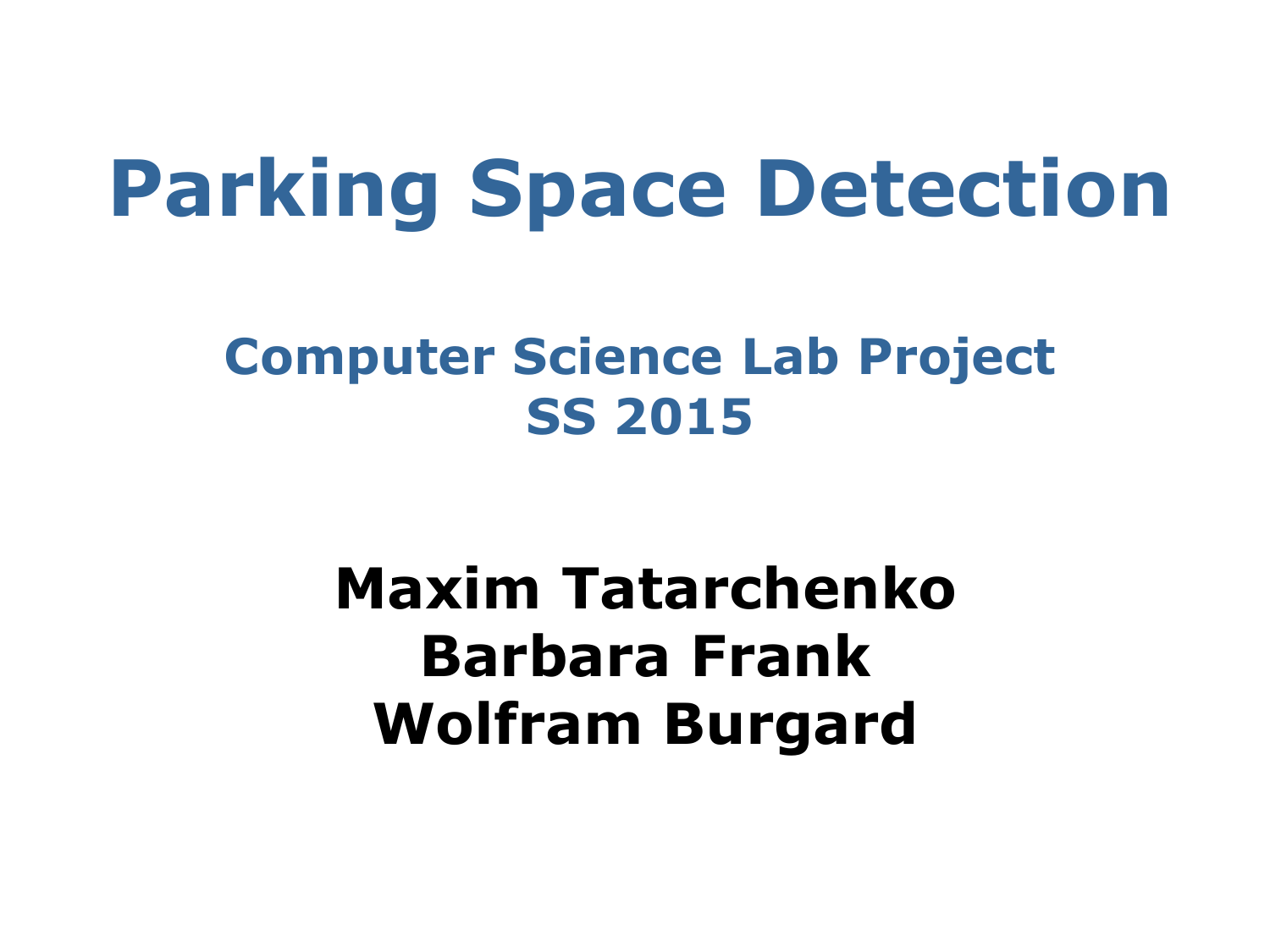# Parking Space Detection

## Computer Science Lab Project
## SS 2015

**Maxim Tatarchenko**
**Barbara Frank**
**Wolfram Burgard**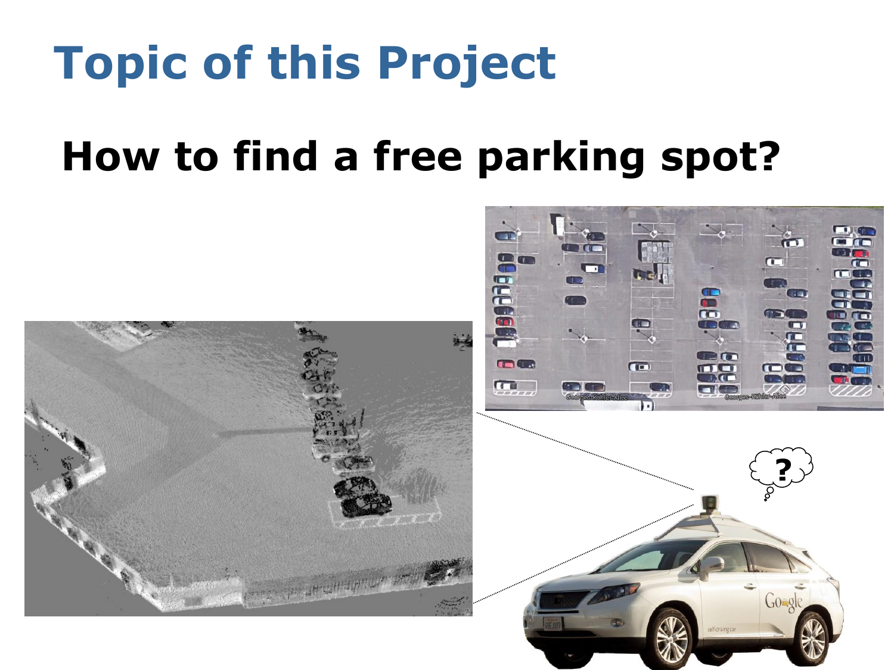# Topic of this Project

## How to find a free parking spot?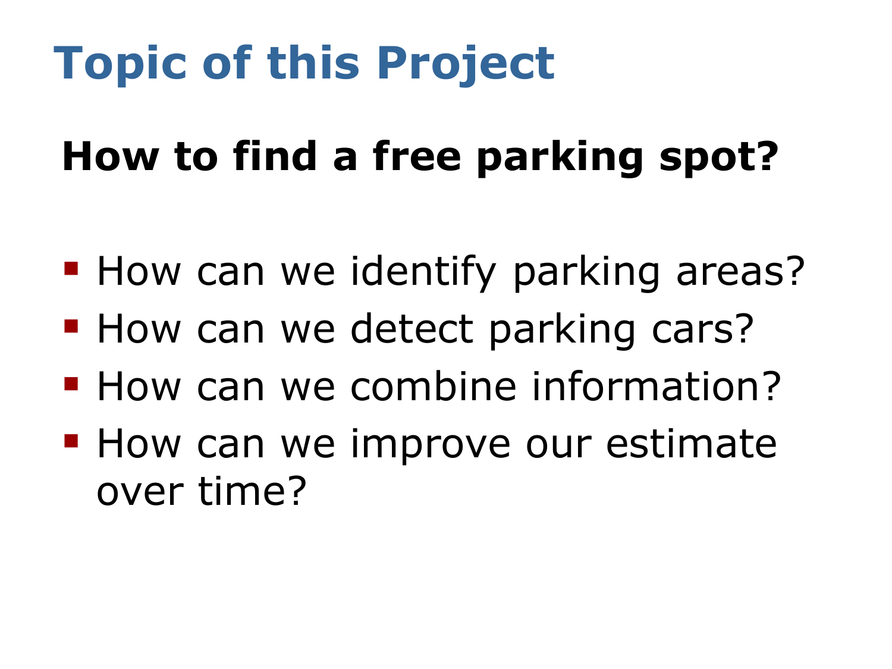# Topic of this Project

## How to find a free parking spot?

- How can we identify parking areas?
- How can we detect parking cars?
- How can we combine information?
- How can we improve our estimate over time?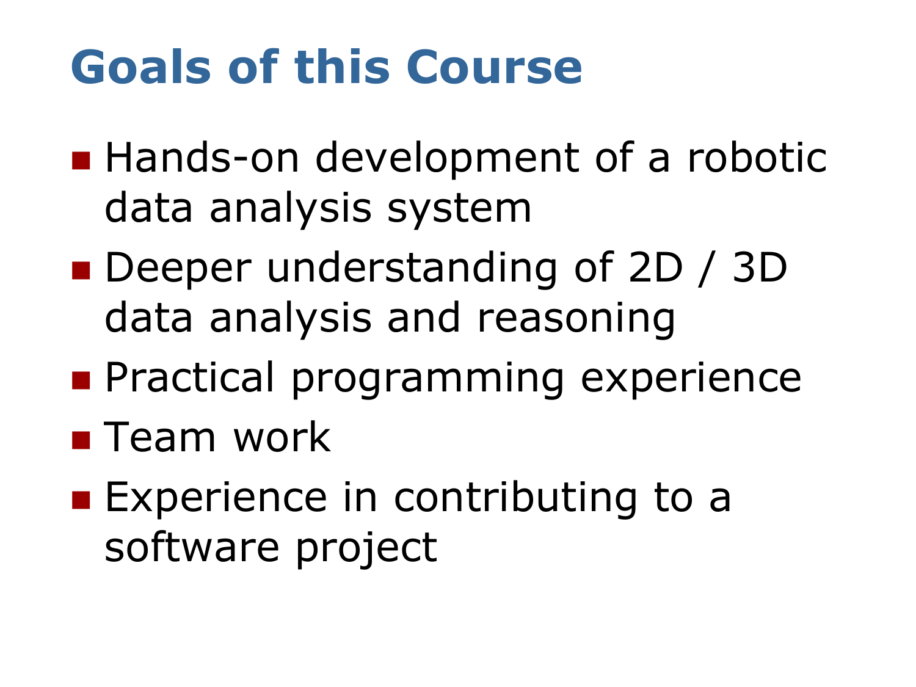# Goals of this Course

- Hands-on development of a robotic data analysis system
- Deeper understanding of 2D / 3D data analysis and reasoning
- Practical programming experience
- Team work
- Experience in contributing to a software project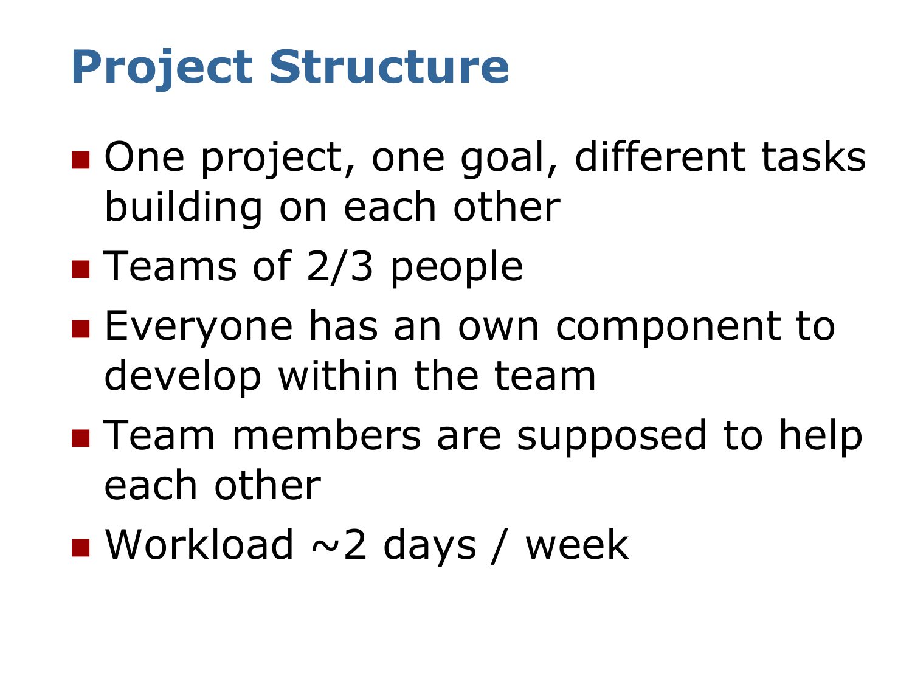# Project Structure

- One project, one goal, different tasks building on each other
- Teams of 2/3 people
- Everyone has an own component to develop within the team
- Team members are supposed to help each other
- Workload ~2 days / week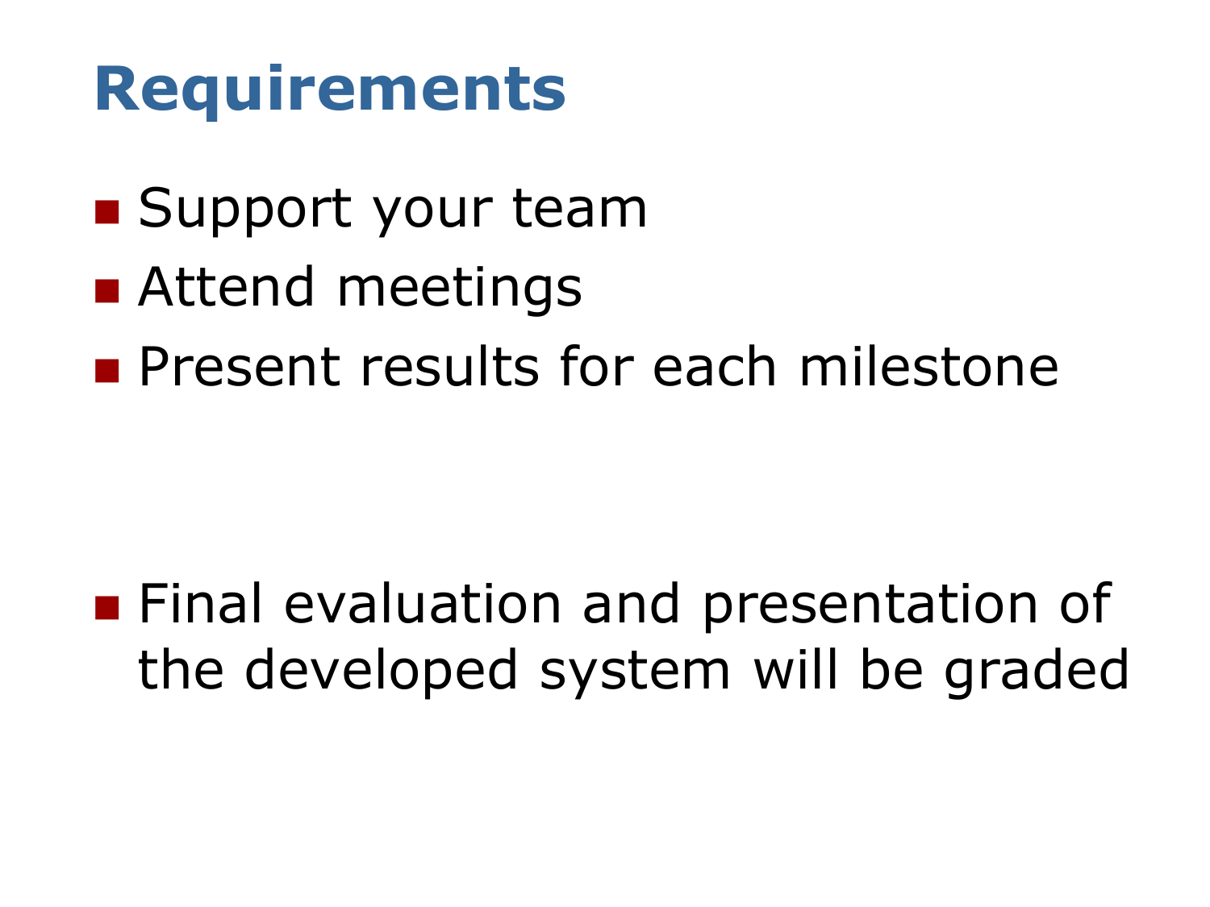# Requirements

- Support your team
- Attend meetings
- Present results for each milestone

- Final evaluation and presentation of the developed system will be graded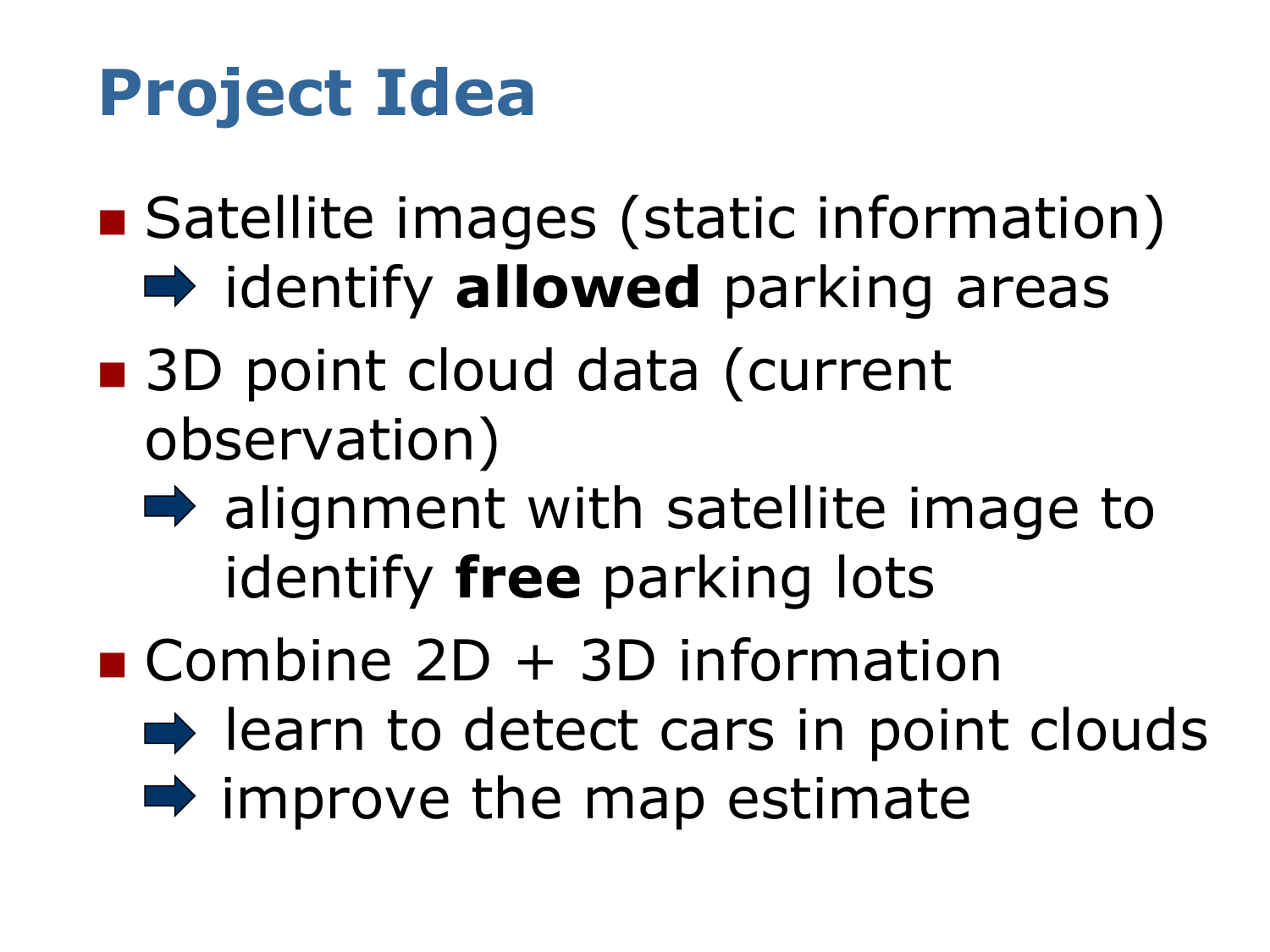# Project Idea

- Satellite images (static information)
  - ➡ identify **allowed** parking areas
- 3D point cloud data (current observation)
  - ➡ alignment with satellite image to identify **free** parking lots
- Combine 2D + 3D information
  - ➡ learn to detect cars in point clouds
  - ➡ improve the map estimate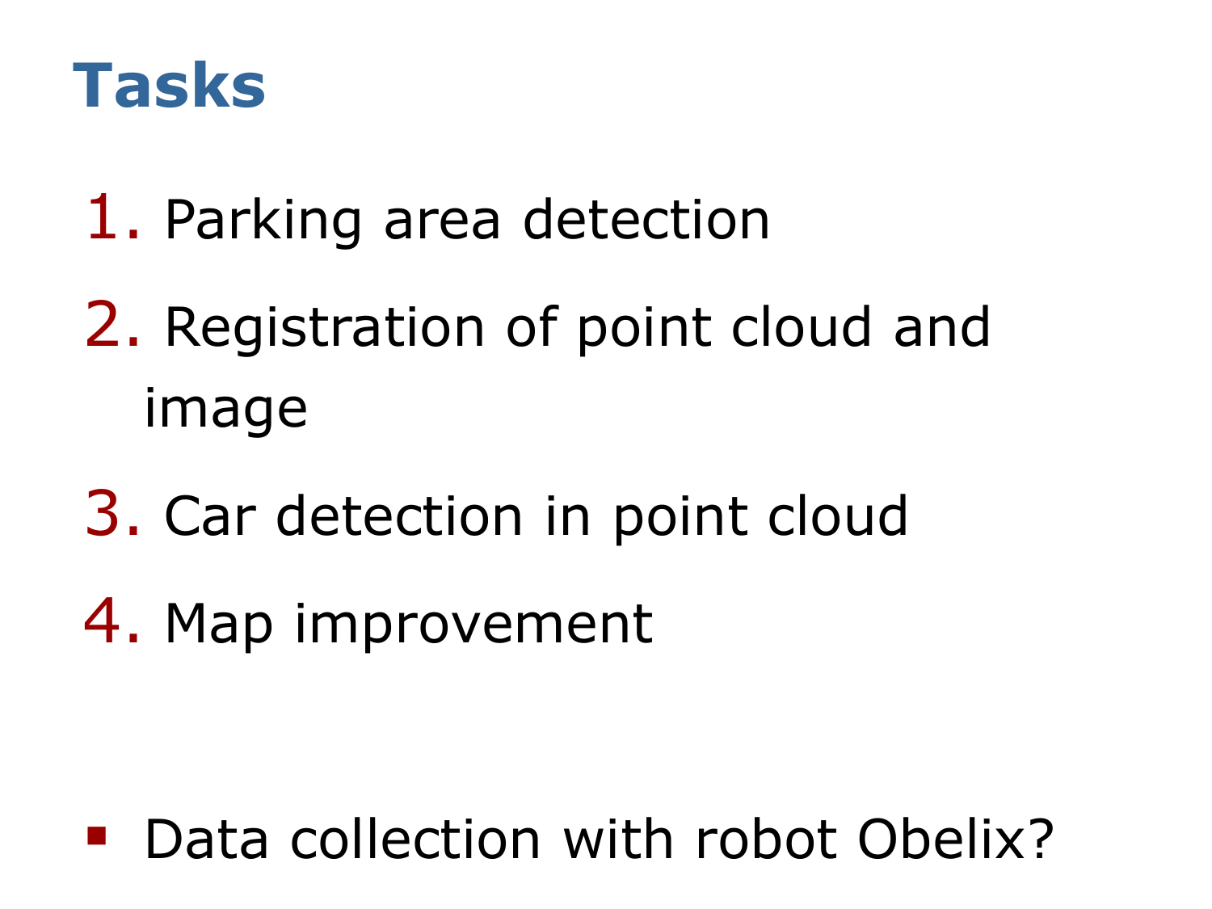# Tasks

1. Parking area detection
2. Registration of point cloud and image
3. Car detection in point cloud
4. Map improvement

- Data collection with robot Obelix?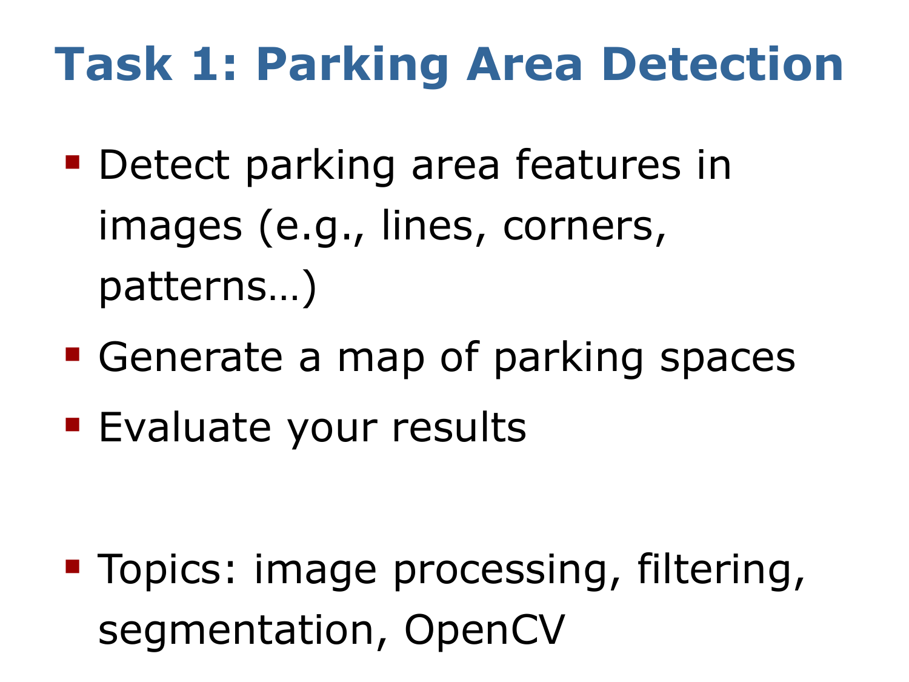# Task 1: Parking Area Detection

- Detect parking area features in images (e.g., lines, corners, patterns…)
- Generate a map of parking spaces
- Evaluate your results

- Topics: image processing, filtering, segmentation, OpenCV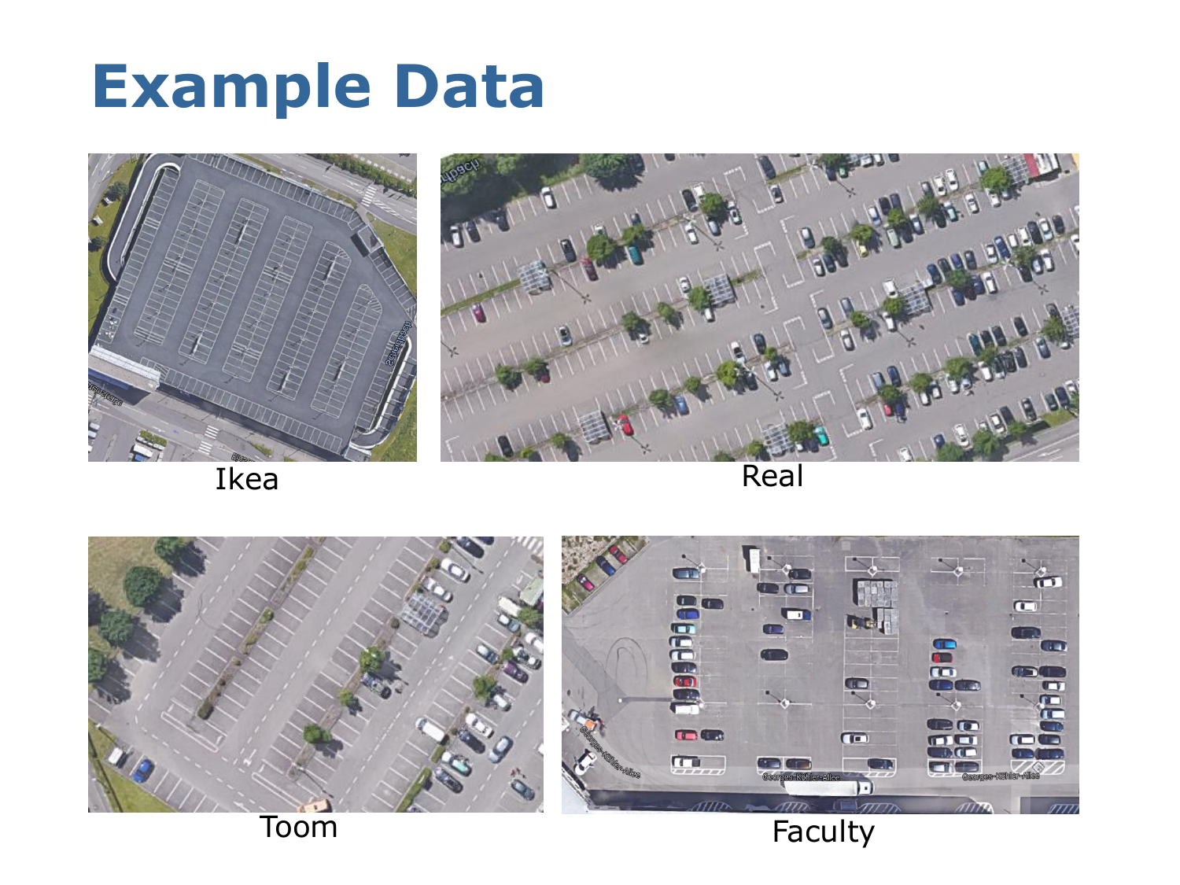# Example Data

Ikea

Real

Toom

Faculty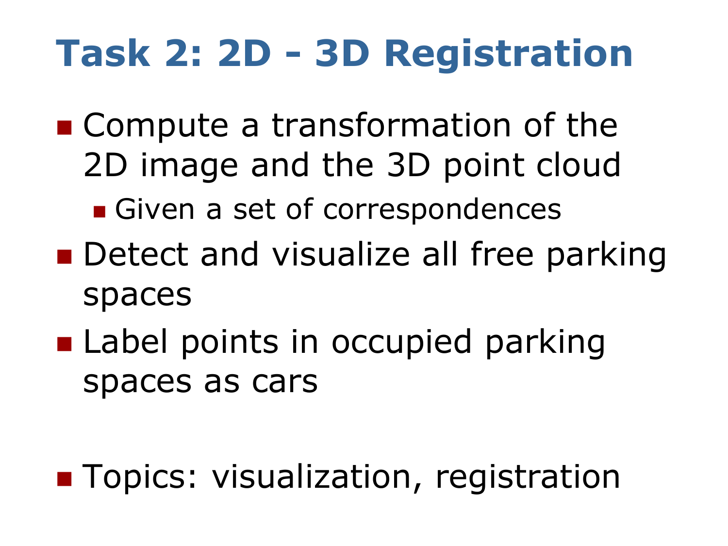# Task 2: 2D - 3D Registration

- Compute a transformation of the 2D image and the 3D point cloud
  - Given a set of correspondences
- Detect and visualize all free parking spaces
- Label points in occupied parking spaces as cars

- Topics: visualization, registration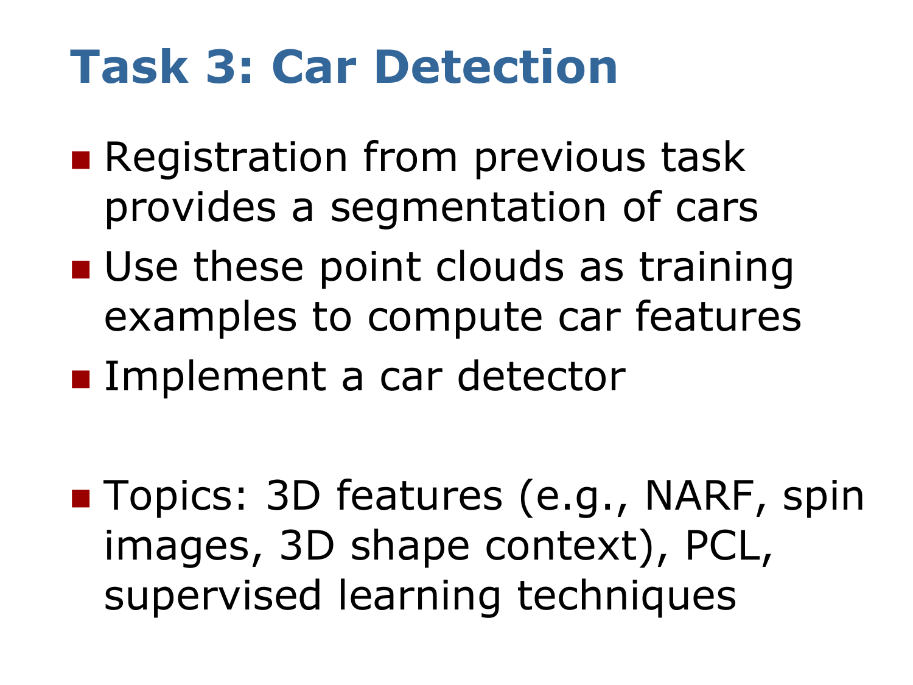# Task 3: Car Detection

- Registration from previous task provides a segmentation of cars
- Use these point clouds as training examples to compute car features
- Implement a car detector

- Topics: 3D features (e.g., NARF, spin images, 3D shape context), PCL, supervised learning techniques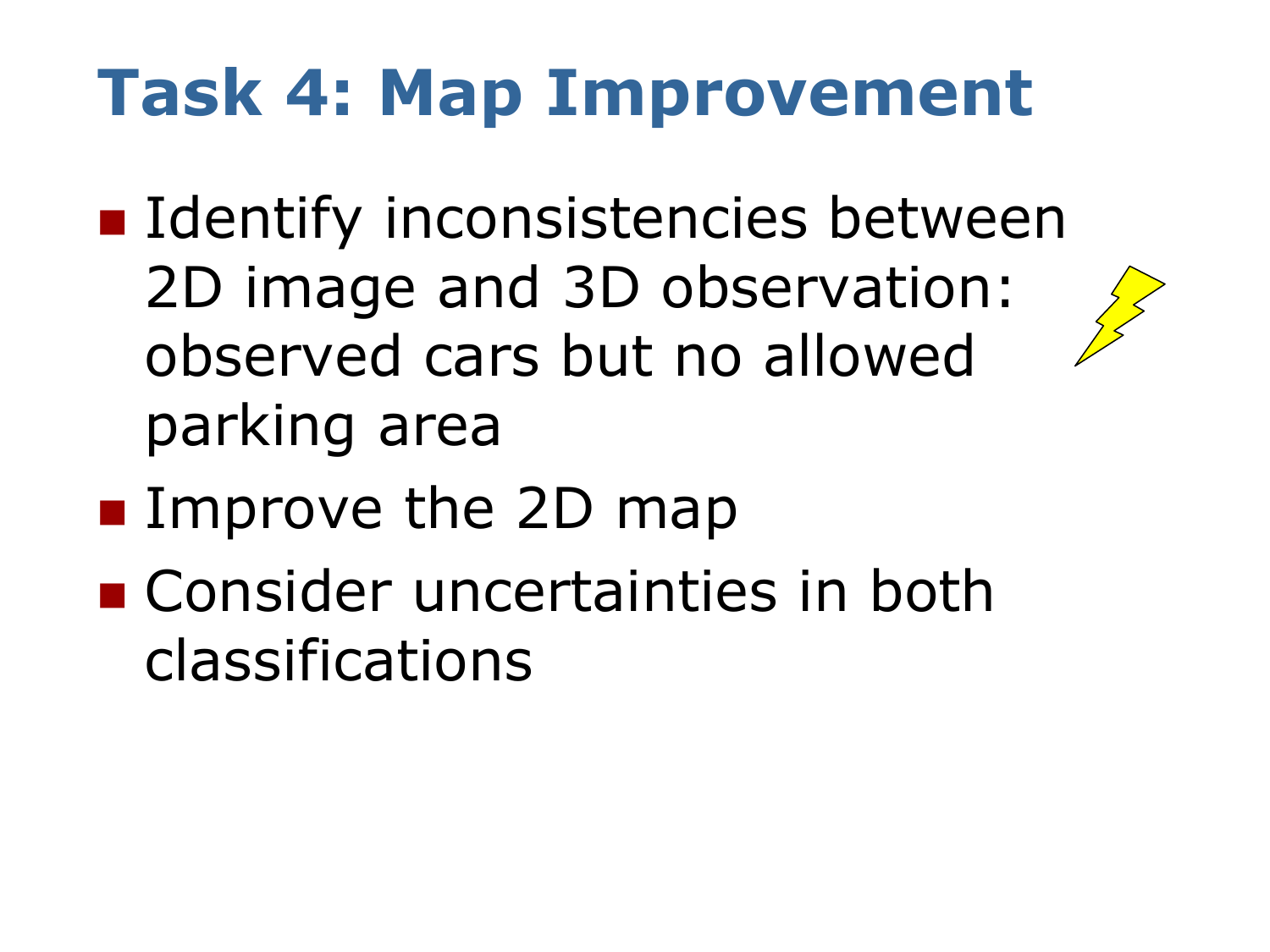# Task 4: Map Improvement

- Identify inconsistencies between 2D image and 3D observation: observed cars but no allowed parking area
- Improve the 2D map
- Consider uncertainties in both classifications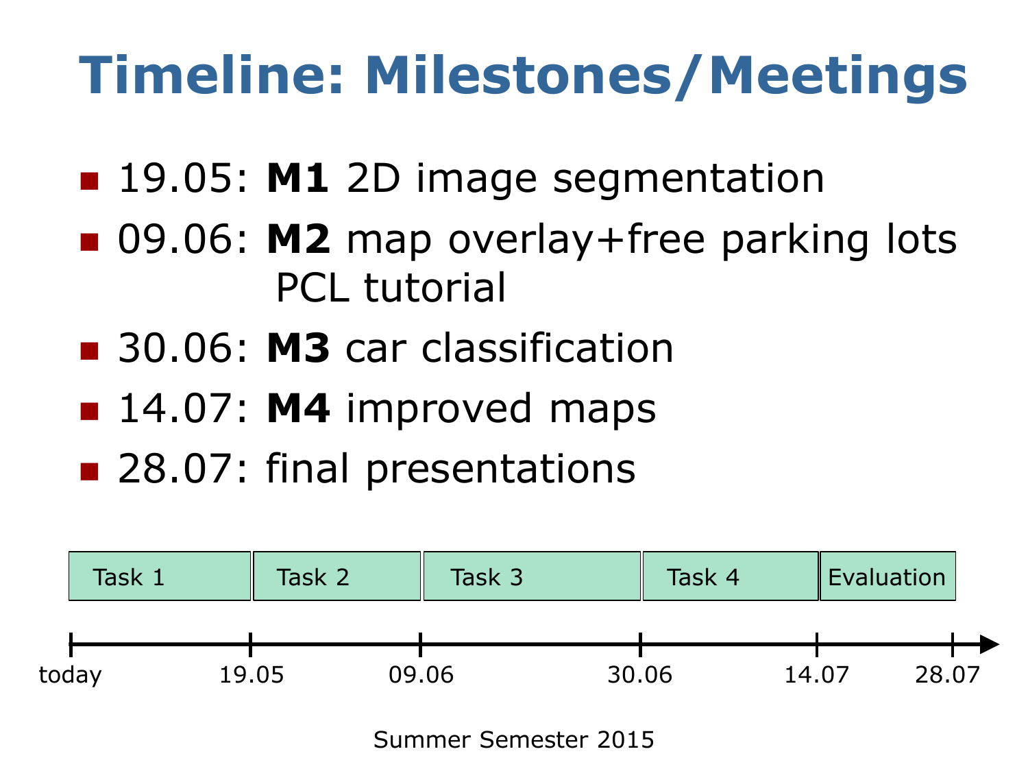# Timeline: Milestones/Meetings

- 19.05: **M1** 2D image segmentation
- 09.06: **M2** map overlay+free parking lots
  PCL tutorial
- 30.06: **M3** car classification
- 14.07: **M4** improved maps
- 28.07: final presentations

| Task 1 | Task 2 | Task 3 | Task 4 | Evaluation |
|---|---|---|---|---|
| today – 19.05 | 19.05 – 09.06 | 09.06 – 30.06 | 30.06 – 14.07 | 14.07 – 28.07 |

Summer Semester 2015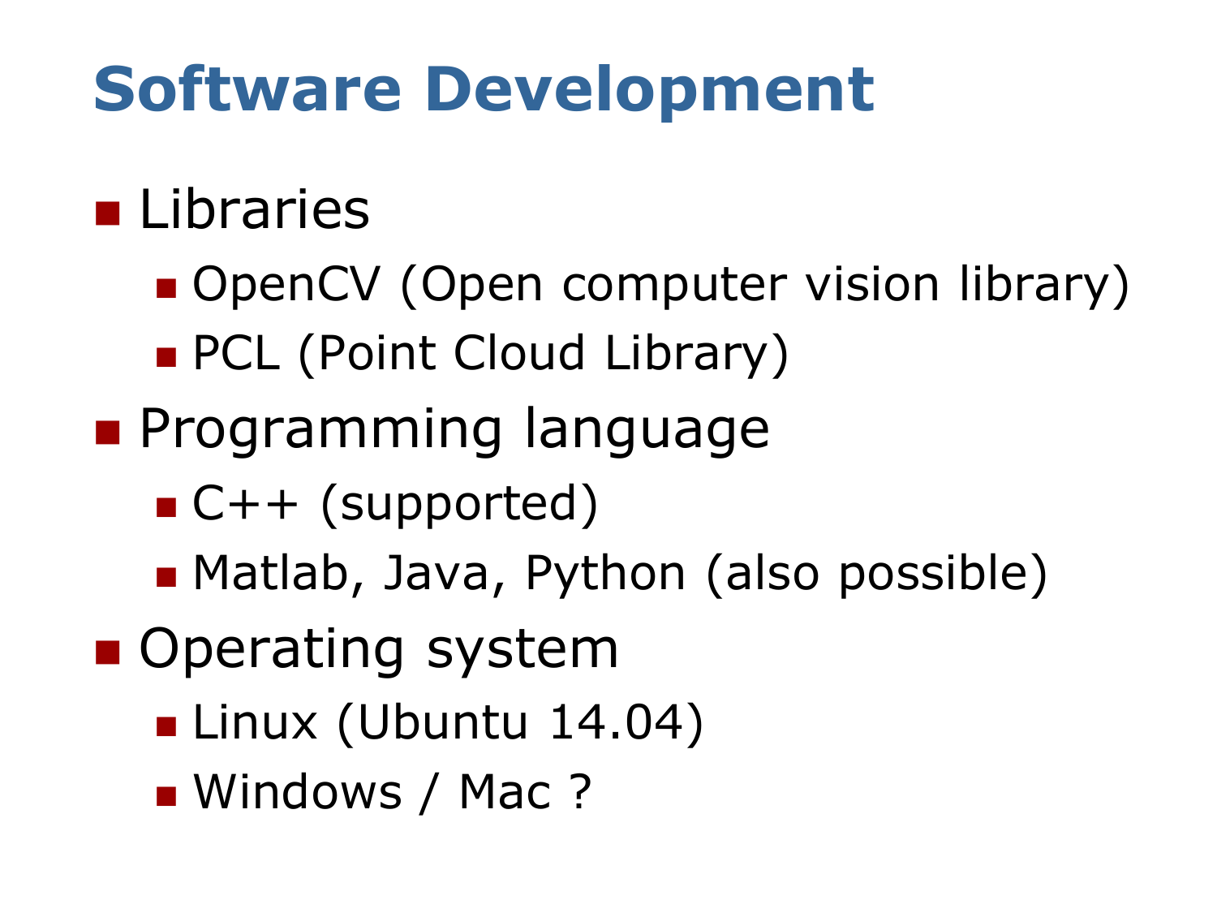# Software Development

- Libraries
  - OpenCV (Open computer vision library)
  - PCL (Point Cloud Library)
- Programming language
  - C++ (supported)
  - Matlab, Java, Python (also possible)
- Operating system
  - Linux (Ubuntu 14.04)
  - Windows / Mac ?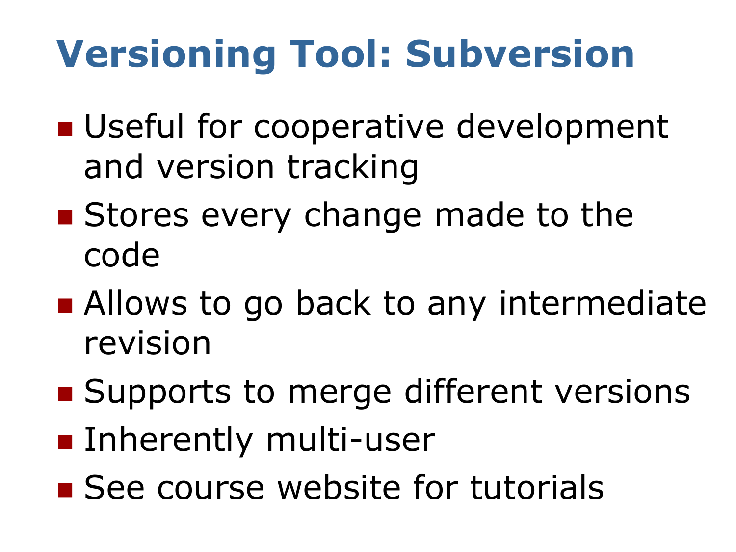# Versioning Tool: Subversion

- Useful for cooperative development and version tracking
- Stores every change made to the code
- Allows to go back to any intermediate revision
- Supports to merge different versions
- Inherently multi-user
- See course website for tutorials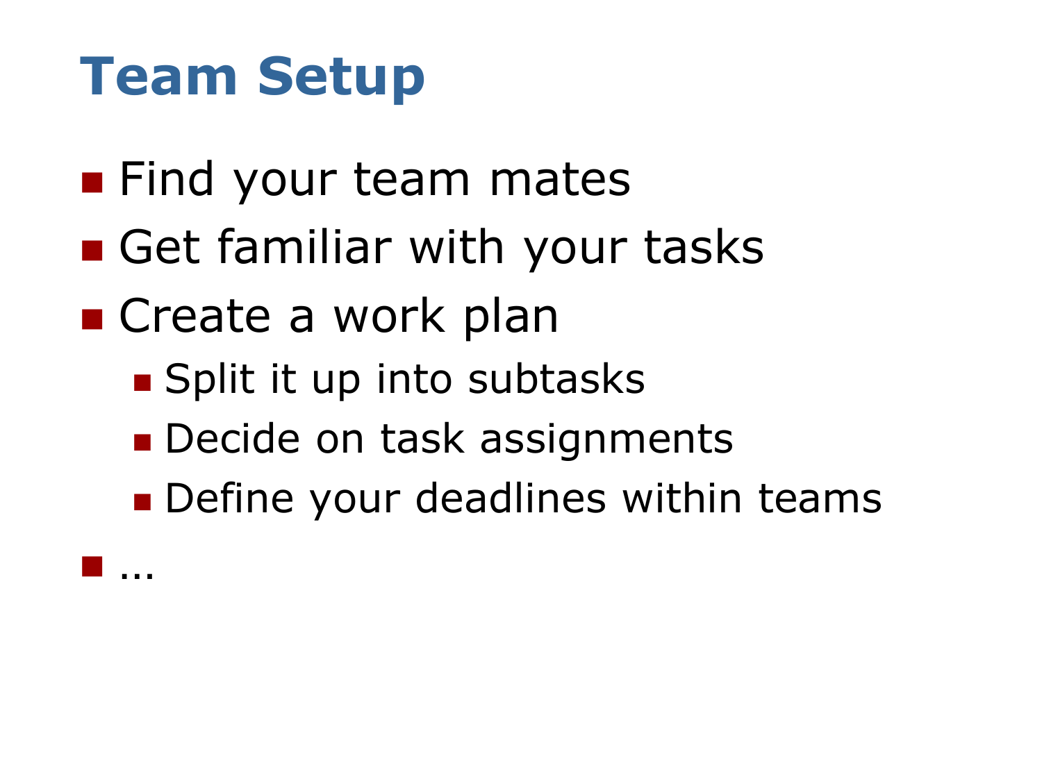# Team Setup

- Find your team mates
- Get familiar with your tasks
- Create a work plan
  - Split it up into subtasks
  - Decide on task assignments
  - Define your deadlines within teams
- …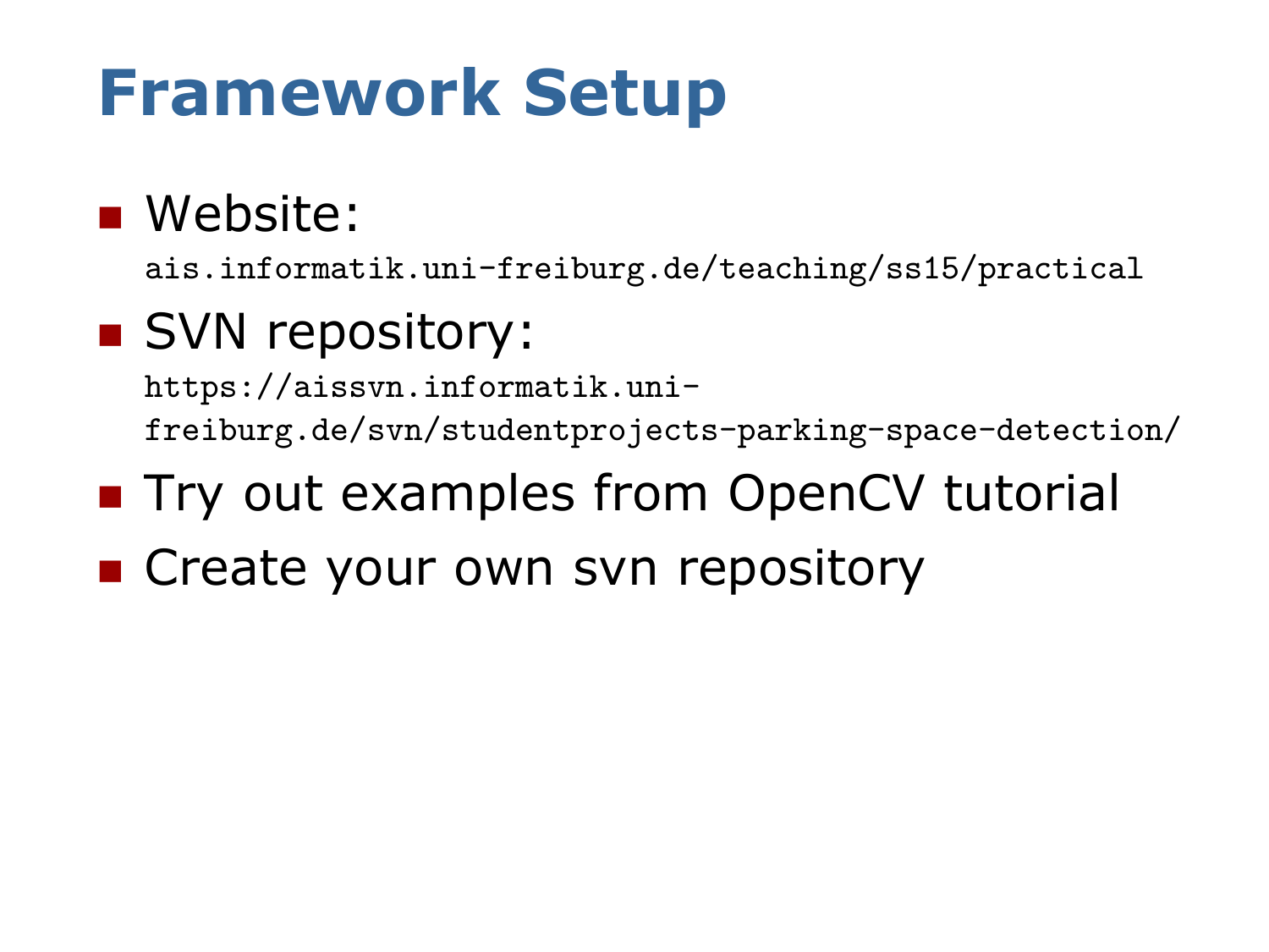# Framework Setup

- Website:
  `ais.informatik.uni-freiburg.de/teaching/ss15/practical`
- SVN repository:
  `https://aissvn.informatik.uni-freiburg.de/svn/studentprojects-parking-space-detection/`
- Try out examples from OpenCV tutorial
- Create your own svn repository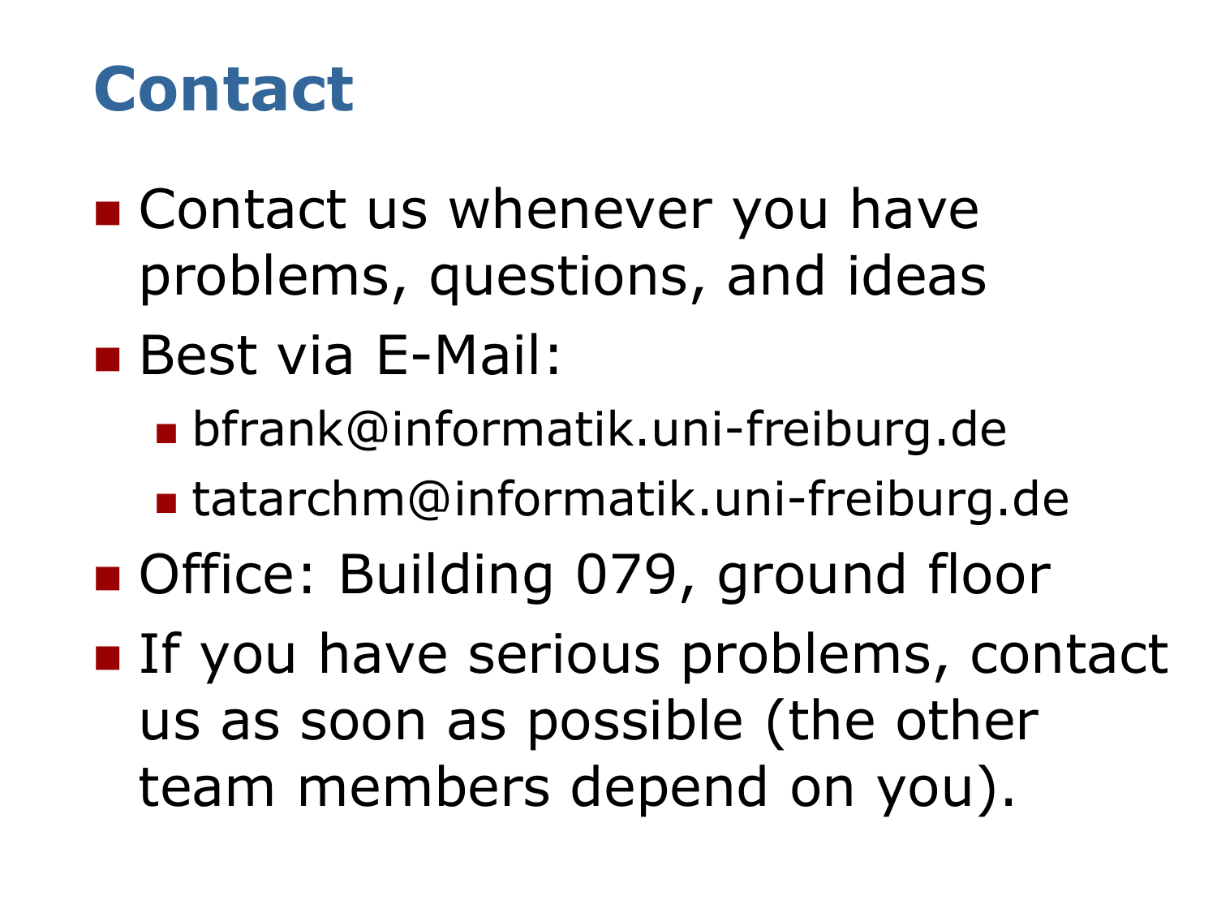# Contact

- Contact us whenever you have problems, questions, and ideas
- Best via E-Mail:
  - bfrank@informatik.uni-freiburg.de
  - tatarchm@informatik.uni-freiburg.de
- Office: Building 079, ground floor
- If you have serious problems, contact us as soon as possible (the other team members depend on you).